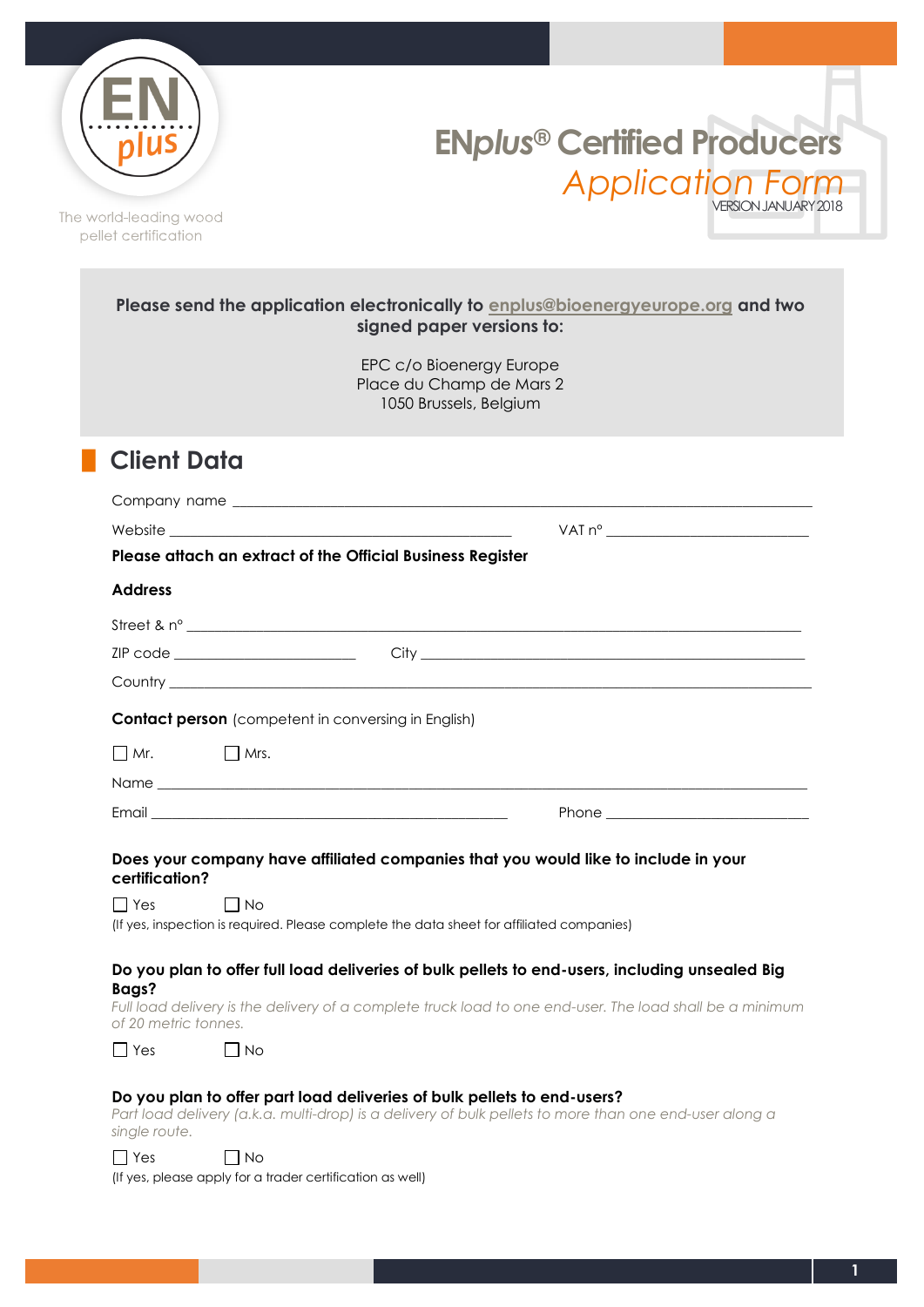EN plus

The world-leading wood pellet certification

# ENplus® Certified Producers
## *Application Form*

VERSION JANUARY 2018

**Please send the application electronically to enplus@bioenergyeurope.org and two signed paper versions to:**

EPC c/o Bioenergy Europe
Place du Champ de Mars 2
1050 Brussels, Belgium

## Client Data

Company name ______________________________

Website ______________________________ VAT n° ______________________________

**Please attach an extract of the Official Business Register**

**Address**

Street & n° ______________________________

ZIP code ______________________________ City ______________________________

Country ______________________________

**Contact person** (competent in conversing in English)

☐ Mr. ☐ Mrs.

Name ______________________________

Email ______________________________ Phone ______________________________

**Does your company have affiliated companies that you would like to include in your certification?**

☐ Yes ☐ No

(If yes, inspection is required. Please complete the data sheet for affiliated companies)

**Do you plan to offer full load deliveries of bulk pellets to end-users, including unsealed Big Bags?**

*Full load delivery is the delivery of a complete truck load to one end-user. The load shall be a minimum of 20 metric tonnes.*

☐ Yes ☐ No

**Do you plan to offer part load deliveries of bulk pellets to end-users?**

*Part load delivery (a.k.a. multi-drop) is a delivery of bulk pellets to more than one end-user along a single route.*

☐ Yes ☐ No

(If yes, please apply for a trader certification as well)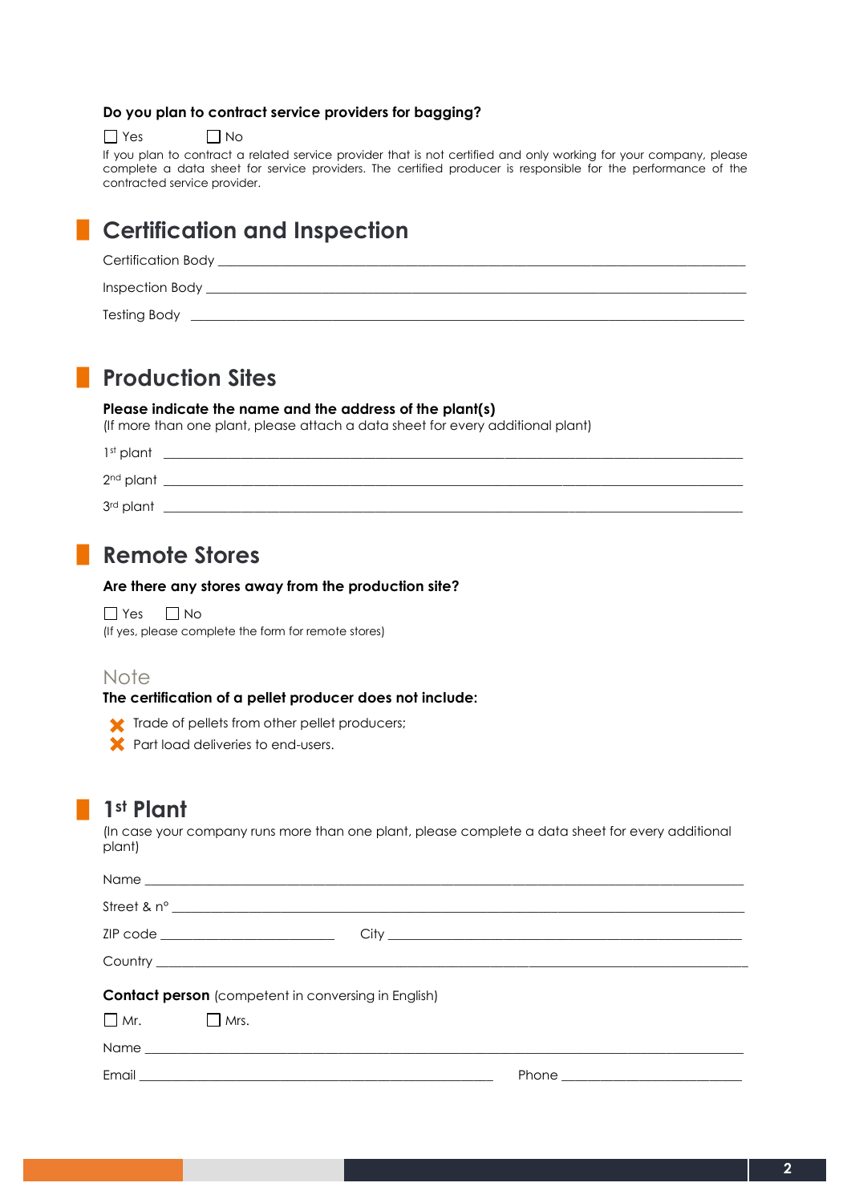**Do you plan to contract service providers for bagging?**

☐ Yes ☐ No

If you plan to contract a related service provider that is not certified and only working for your company, please complete a data sheet for service providers. The certified producer is responsible for the performance of the contracted service provider.

## Certification and Inspection

Certification Body \_\_\_\_\_\_\_\_\_\_\_\_\_\_\_\_\_\_\_\_\_\_\_\_\_\_\_\_\_\_\_\_\_\_\_\_\_\_\_\_

Inspection Body \_\_\_\_\_\_\_\_\_\_\_\_\_\_\_\_\_\_\_\_\_\_\_\_\_\_\_\_\_\_\_\_\_\_\_\_\_\_\_\_

Testing Body \_\_\_\_\_\_\_\_\_\_\_\_\_\_\_\_\_\_\_\_\_\_\_\_\_\_\_\_\_\_\_\_\_\_\_\_\_\_\_\_

## Production Sites

**Please indicate the name and the address of the plant(s)**
(If more than one plant, please attach a data sheet for every additional plant)

1st plant \_\_\_\_\_\_\_\_\_\_\_\_\_\_\_\_\_\_\_\_\_\_\_\_\_\_\_\_\_\_\_\_\_\_\_\_\_\_\_\_

2nd plant \_\_\_\_\_\_\_\_\_\_\_\_\_\_\_\_\_\_\_\_\_\_\_\_\_\_\_\_\_\_\_\_\_\_\_\_\_\_\_\_

3rd plant \_\_\_\_\_\_\_\_\_\_\_\_\_\_\_\_\_\_\_\_\_\_\_\_\_\_\_\_\_\_\_\_\_\_\_\_\_\_\_\_

## Remote Stores

**Are there any stores away from the production site?**

☐ Yes ☐ No

(If yes, please complete the form for remote stores)

### Note

**The certification of a pellet producer does not include:**

- ✗ Trade of pellets from other pellet producers;
- ✗ Part load deliveries to end-users.

## 1st Plant

(In case your company runs more than one plant, please complete a data sheet for every additional plant)

Name \_\_\_\_\_\_\_\_\_\_\_\_\_\_\_\_\_\_\_\_\_\_\_\_\_\_\_\_\_\_\_\_\_\_\_\_\_\_\_\_

Street & n° \_\_\_\_\_\_\_\_\_\_\_\_\_\_\_\_\_\_\_\_\_\_\_\_\_\_\_\_\_\_\_\_\_\_\_\_\_\_\_\_

ZIP code \_\_\_\_\_\_\_\_\_\_\_\_\_\_\_\_ City \_\_\_\_\_\_\_\_\_\_\_\_\_\_\_\_\_\_\_\_\_\_\_\_\_\_\_\_

Country \_\_\_\_\_\_\_\_\_\_\_\_\_\_\_\_\_\_\_\_\_\_\_\_\_\_\_\_\_\_\_\_\_\_\_\_\_\_\_\_

**Contact person** (competent in conversing in English)

☐ Mr. ☐ Mrs.

Name \_\_\_\_\_\_\_\_\_\_\_\_\_\_\_\_\_\_\_\_\_\_\_\_\_\_\_\_\_\_\_\_\_\_\_\_\_\_\_\_

Email \_\_\_\_\_\_\_\_\_\_\_\_\_\_\_\_\_\_\_\_\_\_\_\_\_\_\_\_ Phone \_\_\_\_\_\_\_\_\_\_\_\_\_\_\_\_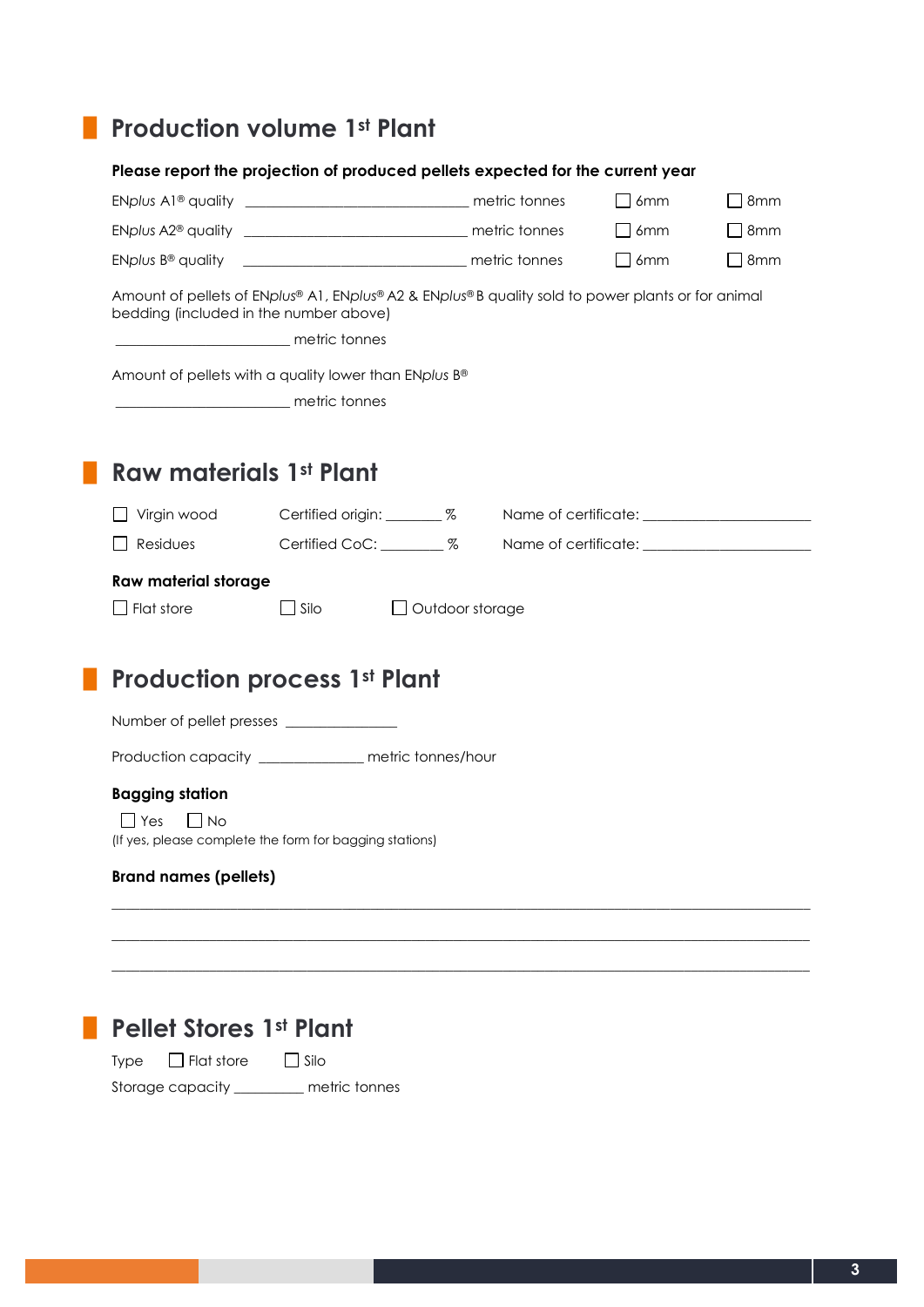## Production volume 1st Plant

**Please report the projection of produced pellets expected for the current year**

EN*plus* A1® quality ______________________________ metric tonnes ☐ 6mm ☐ 8mm

EN*plus* A2® quality ______________________________ metric tonnes ☐ 6mm ☐ 8mm

EN*plus* B® quality ______________________________ metric tonnes ☐ 6mm ☐ 8mm

Amount of pellets of EN*plus*® A1, EN*plus*® A2 & EN*plus*® B quality sold to power plants or for animal bedding (included in the number above)

_______________________ metric tonnes

Amount of pellets with a quality lower than EN*plus* B®

_______________________ metric tonnes

## Raw materials 1st Plant

☐ Virgin wood Certified origin: ________ % Name of certificate: ______________________

☐ Residues Certified CoC: ________ % Name of certificate: ______________________

**Raw material storage**

☐ Flat store ☐ Silo ☐ Outdoor storage

## Production process 1st Plant

Number of pellet presses _______________

Production capacity ______________ metric tonnes/hour

**Bagging station**

☐ Yes ☐ No

(If yes, please complete the form for bagging stations)

**Brand names (pellets)**

_______________________________________________________________________________

_______________________________________________________________________________

_______________________________________________________________________________

## Pellet Stores 1st Plant

Type ☐ Flat store ☐ Silo

Storage capacity _________ metric tonnes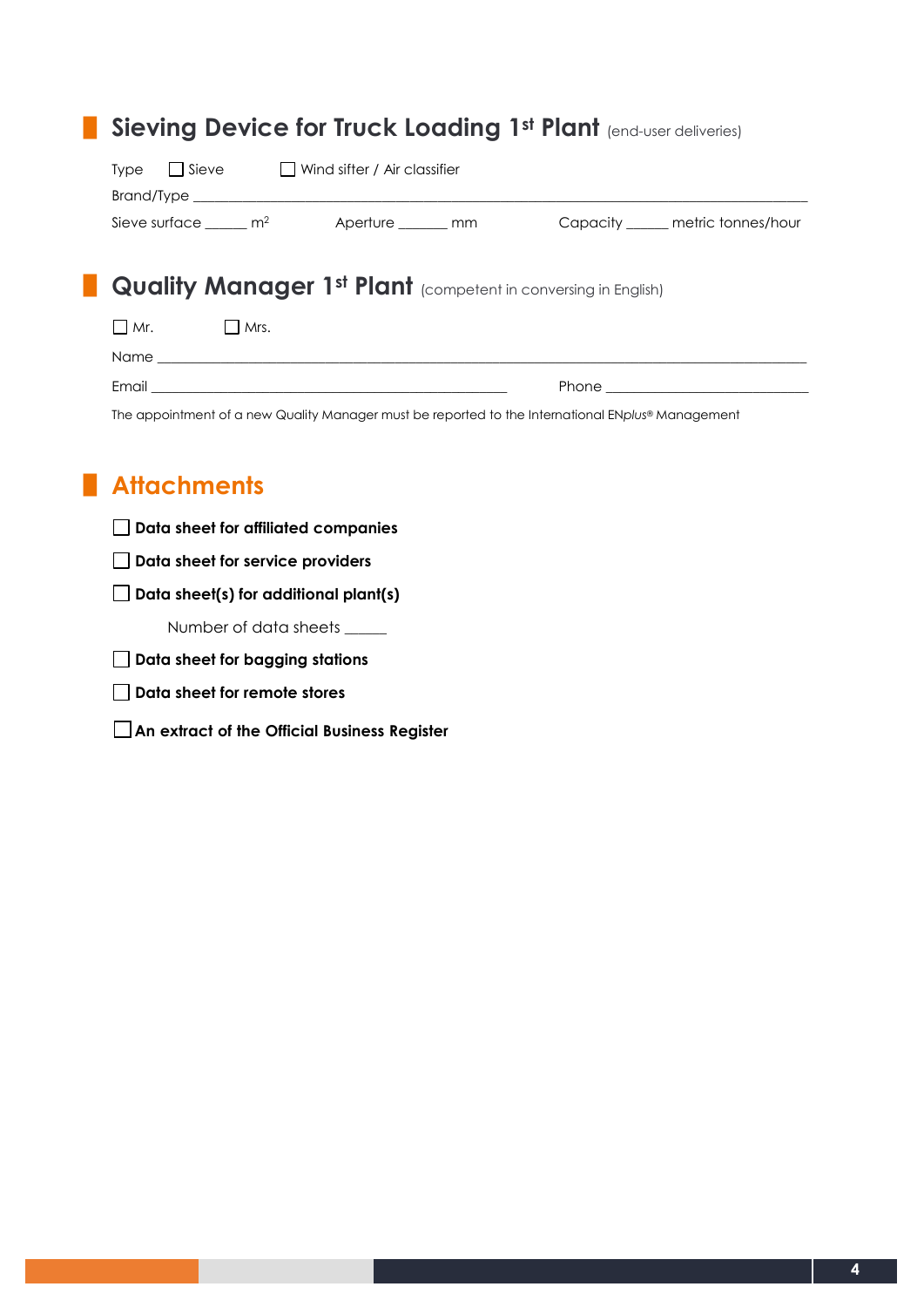## Sieving Device for Truck Loading 1st Plant (end-user deliveries)

Type ☐ Sieve ☐ Wind sifter / Air classifier

Brand/Type ___________________________________________

Sieve surface ______ $m^2$ Aperture _______ mm Capacity ______ metric tonnes/hour

## Quality Manager 1st Plant (competent in conversing in English)

☐ Mr. ☐ Mrs.

Name ___________________________________________

Email _______________________ Phone _______________________

The appointment of a new Quality Manager must be reported to the International EN*plus*® Management

## Attachments

- ☐ **Data sheet for affiliated companies**
- ☐ **Data sheet for service providers**
- ☐ **Data sheet(s) for additional plant(s)**

  Number of data sheets _____
- ☐ **Data sheet for bagging stations**
- ☐ **Data sheet for remote stores**
- ☐ **An extract of the Official Business Register**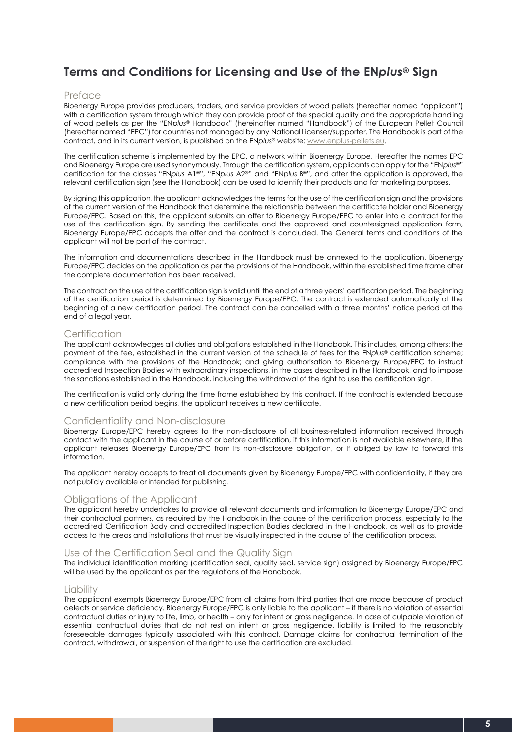# Terms and Conditions for Licensing and Use of the EN*plus*® Sign

## Preface

Bioenergy Europe provides producers, traders, and service providers of wood pellets (hereafter named "applicant") with a certification system through which they can provide proof of the special quality and the appropriate handling of wood pellets as per the "EN*plus*® Handbook" (hereinafter named "Handbook") of the European Pellet Council (hereafter named "EPC") for countries not managed by any National Licenser/supporter. The Handbook is part of the contract, and in its current version, is published on the EN*plus*® website: www.enplus-pellets.eu.

The certification scheme is implemented by the EPC, a network within Bioenergy Europe. Hereafter the names EPC and Bioenergy Europe are used synonymously. Through the certification system, applicants can apply for the "EN*plus*®" certification for the classes "EN*plus* A1®", "EN*plus* A2®" and "EN*plus* B®", and after the application is approved, the relevant certification sign (see the Handbook) can be used to identify their products and for marketing purposes.

By signing this application, the applicant acknowledges the terms for the use of the certification sign and the provisions of the current version of the Handbook that determine the relationship between the certificate holder and Bioenergy Europe/EPC. Based on this, the applicant submits an offer to Bioenergy Europe/EPC to enter into a contract for the use of the certification sign. By sending the certificate and the approved and countersigned application form, Bioenergy Europe/EPC accepts the offer and the contract is concluded. The General terms and conditions of the applicant will not be part of the contract.

The information and documentations described in the Handbook must be annexed to the application. Bioenergy Europe/EPC decides on the application as per the provisions of the Handbook, within the established time frame after the complete documentation has been received.

The contract on the use of the certification sign is valid until the end of a three years' certification period. The beginning of the certification period is determined by Bioenergy Europe/EPC. The contract is extended automatically at the beginning of a new certification period. The contract can be cancelled with a three months' notice period at the end of a legal year.

## Certification

The applicant acknowledges all duties and obligations established in the Handbook. This includes, among others: the payment of the fee, established in the current version of the schedule of fees for the EN*plus*® certification scheme; compliance with the provisions of the Handbook; and giving authorisation to Bioenergy Europe/EPC to instruct accredited Inspection Bodies with extraordinary inspections, in the cases described in the Handbook, and to impose the sanctions established in the Handbook, including the withdrawal of the right to use the certification sign.

The certification is valid only during the time frame established by this contract. If the contract is extended because a new certification period begins, the applicant receives a new certificate.

## Confidentiality and Non-disclosure

Bioenergy Europe/EPC hereby agrees to the non-disclosure of all business-related information received through contact with the applicant in the course of or before certification, if this information is not available elsewhere, if the applicant releases Bioenergy Europe/EPC from its non-disclosure obligation, or if obliged by law to forward this information.

The applicant hereby accepts to treat all documents given by Bioenergy Europe/EPC with confidentiality, if they are not publicly available or intended for publishing.

## Obligations of the Applicant

The applicant hereby undertakes to provide all relevant documents and information to Bioenergy Europe/EPC and their contractual partners, as required by the Handbook in the course of the certification process, especially to the accredited Certification Body and accredited Inspection Bodies declared in the Handbook, as well as to provide access to the areas and installations that must be visually inspected in the course of the certification process.

## Use of the Certification Seal and the Quality Sign

The individual identification marking (certification seal, quality seal, service sign) assigned by Bioenergy Europe/EPC will be used by the applicant as per the regulations of the Handbook.

## Liability

The applicant exempts Bioenergy Europe/EPC from all claims from third parties that are made because of product defects or service deficiency. Bioenergy Europe/EPC is only liable to the applicant – if there is no violation of essential contractual duties or injury to life, limb, or health – only for intent or gross negligence. In case of culpable violation of essential contractual duties that do not rest on intent or gross negligence, liability is limited to the reasonably foreseeable damages typically associated with this contract. Damage claims for contractual termination of the contract, withdrawal, or suspension of the right to use the certification are excluded.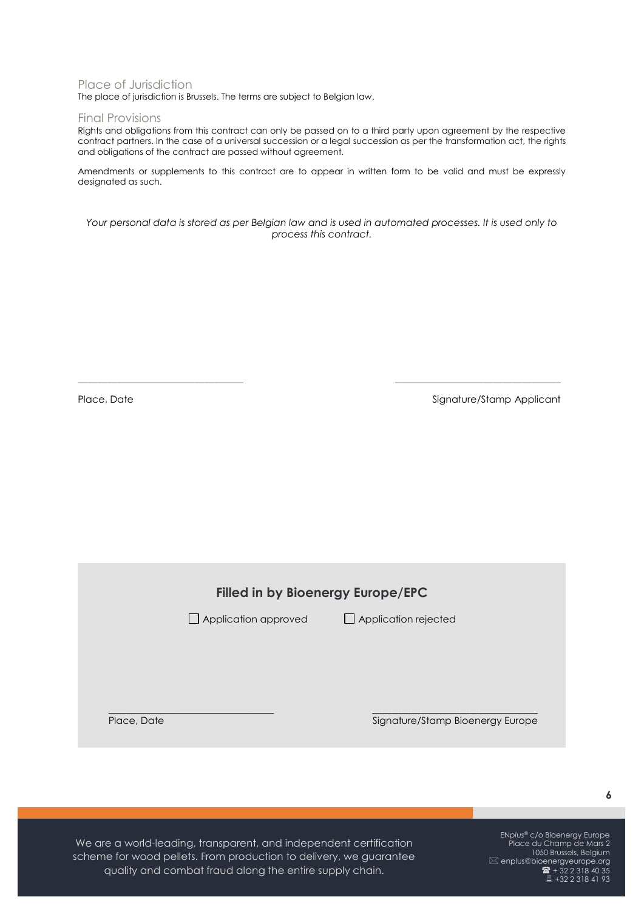## Place of Jurisdiction

The place of jurisdiction is Brussels. The terms are subject to Belgian law.

## Final Provisions

Rights and obligations from this contract can only be passed on to a third party upon agreement by the respective contract partners. In the case of a universal succession or a legal succession as per the transformation act, the rights and obligations of the contract are passed without agreement.

Amendments or supplements to this contract are to appear in written form to be valid and must be expressly designated as such.

*Your personal data is stored as per Belgian law and is used in automated processes. It is used only to process this contract.*

\_\_\_\_\_\_\_\_\_\_\_\_\_\_\_\_\_\_\_\_\_\_\_\_\_\_\_\_\_\_\_\_ \_\_\_\_\_\_\_\_\_\_\_\_\_\_\_\_\_\_\_\_\_\_\_\_\_\_\_\_\_\_\_\_

Place, Date Signature/Stamp Applicant

**Filled in by Bioenergy Europe/EPC**

☐ Application approved ☐ Application rejected

\_\_\_\_\_\_\_\_\_\_\_\_\_\_\_\_\_\_\_\_\_\_\_\_\_\_\_\_\_\_\_\_ \_\_\_\_\_\_\_\_\_\_\_\_\_\_\_\_\_\_\_\_\_\_\_\_\_\_\_\_\_\_\_\_

Place, Date Signature/Stamp Bioenergy Europe

We are a world-leading, transparent, and independent certification scheme for wood pellets. From production to delivery, we guarantee quality and combat fraud along the entire supply chain.

EN*plus*® c/o Bioenergy Europe
Place du Champ de Mars 2
1050 Brussels, Belgium
enplus@bioenergyeurope.org
+ 32 2 318 40 35
+32 2 318 41 93